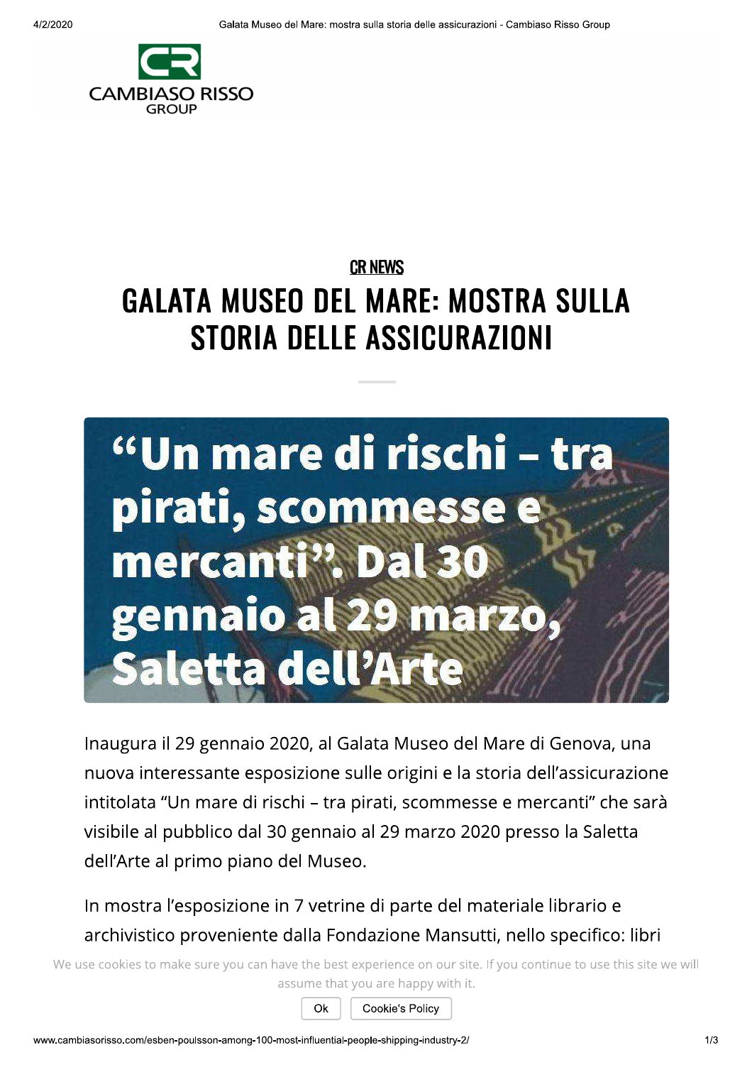CAMBIASO RISSO GROUP

CR NEWS

# GALATA MUSEO DEL MARE: MOSTRA SULLA STORIA DELLE ASSICURAZIONI

"Un mare di rischi – tra pirati, scommesse e mercanti". Dal 30 gennaio al 29 marzo, Saletta dell'Arte

Inaugura il 29 gennaio 2020, al Galata Museo del Mare di Genova, una nuova interessante esposizione sulle origini e la storia dell'assicurazione intitolata "Un mare di rischi – tra pirati, scommesse e mercanti" che sarà visibile al pubblico dal 30 gennaio al 29 marzo 2020 presso la Saletta dell'Arte al primo piano del Museo.

In mostra l'esposizione in 7 vetrine di parte del materiale librario e archivistico proveniente dalla Fondazione Mansutti, nello specifico: libri

We use cookies to make sure you can have the best experience on our site. If you continue to use this site we will assume that you are happy with it.

Ok Cookie's Policy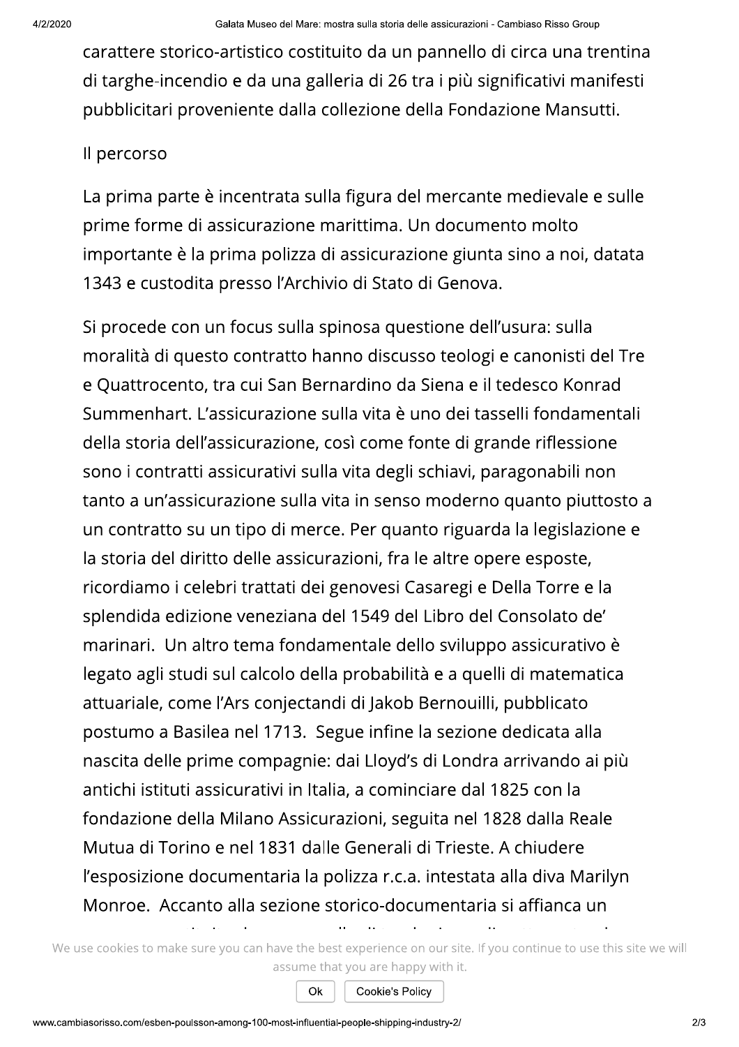carattere storico-artistico costituito da un pannello di circa una trentina di targhe-incendio e da una galleria di 26 tra i più significativi manifesti pubblicitari proveniente dalla collezione della Fondazione Mansutti.

Il percorso

La prima parte è incentrata sulla figura del mercante medievale e sulle prime forme di assicurazione marittima. Un documento molto importante è la prima polizza di assicurazione giunta sino a noi, datata 1343 e custodita presso l'Archivio di Stato di Genova.

Si procede con un focus sulla spinosa questione dell'usura: sulla moralità di questo contratto hanno discusso teologi e canonisti del Tre e Quattrocento, tra cui San Bernardino da Siena e il tedesco Konrad Summenhart. L'assicurazione sulla vita è uno dei tasselli fondamentali della storia dell'assicurazione, così come fonte di grande riflessione sono i contratti assicurativi sulla vita degli schiavi, paragonabili non tanto a un'assicurazione sulla vita in senso moderno quanto piuttosto a un contratto su un tipo di merce. Per quanto riguarda la legislazione e la storia del diritto delle assicurazioni, fra le altre opere esposte, ricordiamo i celebri trattati dei genovesi Casaregi e Della Torre e la splendida edizione veneziana del 1549 del Libro del Consolato de' marinari. Un altro tema fondamentale dello sviluppo assicurativo è legato agli studi sul calcolo della probabilità e a quelli di matematica attuariale, come l'Ars conjectandi di Jakob Bernouilli, pubblicato postumo a Basilea nel 1713. Segue infine la sezione dedicata alla nascita delle prime compagnie: dai Lloyd's di Londra arrivando ai più antichi istituti assicurativi in Italia, a cominciare dal 1825 con la fondazione della Milano Assicurazioni, seguita nel 1828 dalla Reale Mutua di Torino e nel 1831 dalle Generali di Trieste. A chiudere l'esposizione documentaria la polizza r.c.a. intestata alla diva Marilyn Monroe. Accanto alla sezione storico-documentaria si affianca un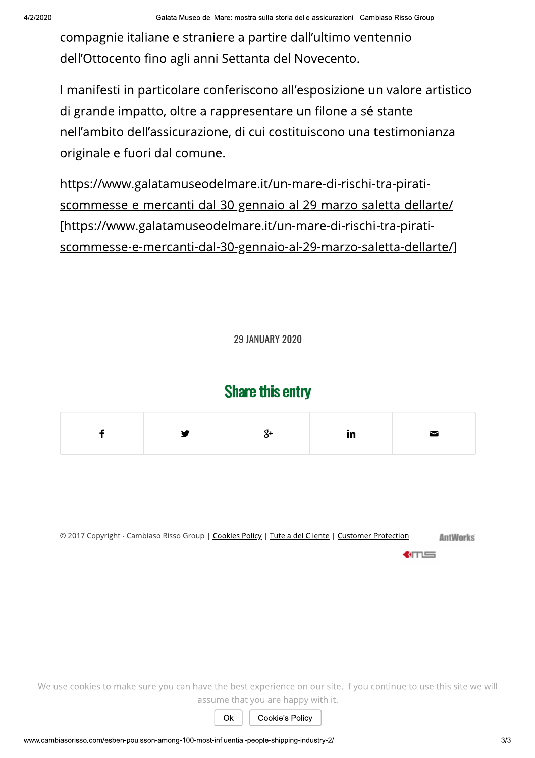compagnie italiane e straniere a partire dall'ultimo ventennio dell'Ottocento fino agli anni Settanta del Novecento.

I manifesti in particolare conferiscono all'esposizione un valore artistico di grande impatto, oltre a rappresentare un filone a sé stante nell'ambito dell'assicurazione, di cui costituiscono una testimonianza originale e fuori dal comune.

https://www.galatamuseodelmare.it/un-mare-di-rischi-tra-pirati-scommesse-e-mercanti-dal-30-gennaio-al-29-marzo-saletta-dellarte/ [https://www.galatamuseodelmare.it/un-mare-di-rischi-tra-pirati-scommesse-e-mercanti-dal-30-gennaio-al-29-marzo-saletta-dellarte/]

29 JANUARY 2020

## Share this entry

© 2017 Copyright - Cambiaso Risso Group | Cookies Policy | Tutela del Cliente | Customer Protection

AntWorks

We use cookies to make sure you can have the best experience on our site. If you continue to use this site we will assume that you are happy with it.

Ok | Cookie's Policy